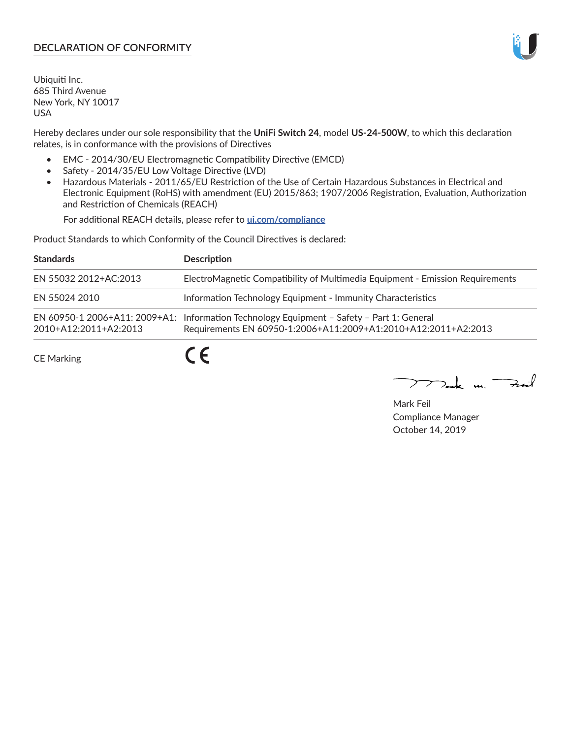# DECLARATION OF CONFORMITY

Ubiquiti Inc.
685 Third Avenue
New York, NY 10017
USA

Hereby declares under our sole responsibility that the **UniFi Switch 24**, model **US-24-500W**, to which this declaration relates, is in conformance with the provisions of Directives

- EMC - 2014/30/EU Electromagnetic Compatibility Directive (EMCD)
- Safety - 2014/35/EU Low Voltage Directive (LVD)
- Hazardous Materials - 2011/65/EU Restriction of the Use of Certain Hazardous Substances in Electrical and Electronic Equipment (RoHS) with amendment (EU) 2015/863; 1907/2006 Registration, Evaluation, Authorization and Restriction of Chemicals (REACH)

  For additional REACH details, please refer to **ui.com/compliance**

Product Standards to which Conformity of the Council Directives is declared:

| Standards | Description |
| --- | --- |
| EN 55032 2012+AC:2013 | ElectroMagnetic Compatibility of Multimedia Equipment - Emission Requirements |
| EN 55024 2010 | Information Technology Equipment - Immunity Characteristics |
| EN 60950-1 2006+A11: 2009+A1: 2010+A12:2011+A2:2013 | Information Technology Equipment – Safety – Part 1: General Requirements EN 60950-1:2006+A11:2009+A1:2010+A12:2011+A2:2013 |

CE Marking CE

Mark Feil
Compliance Manager
October 14, 2019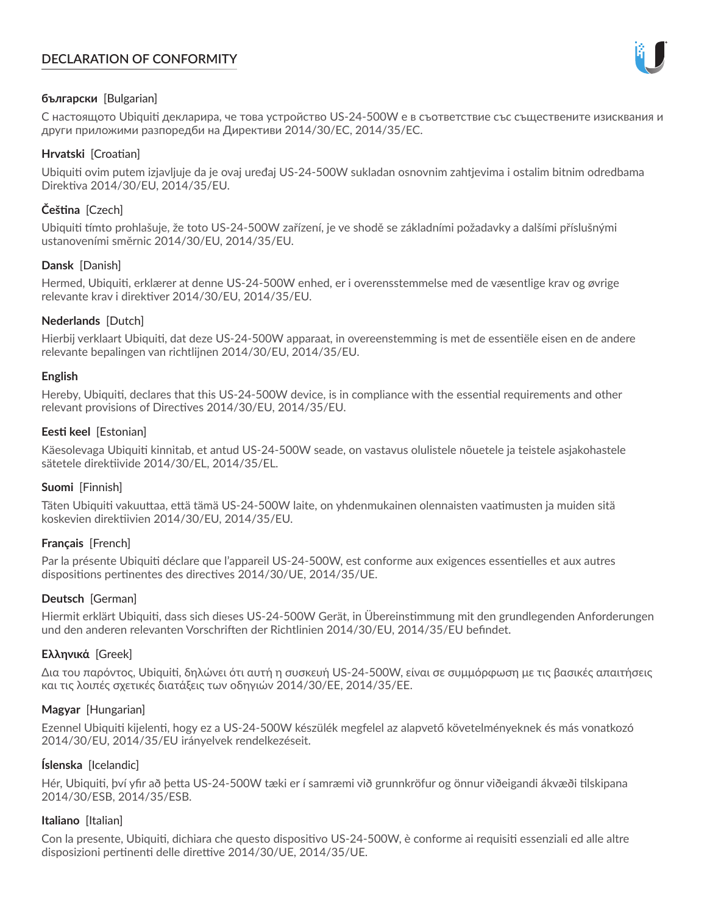# DECLARATION OF CONFORMITY

**български** [Bulgarian]

С настоящото Ubiquiti декларира, че това устройство US-24-500W е в съответствие със съществените изисквания и други приложими разпоредби на Директиви 2014/30/ЕС, 2014/35/ЕС.

**Hrvatski** [Croatian]

Ubiquiti ovim putem izjavljuje da je ovaj uređaj US-24-500W sukladan osnovnim zahtjevima i ostalim bitnim odredbama Direktiva 2014/30/EU, 2014/35/EU.

**Čeština** [Czech]

Ubiquiti tímto prohlašuje, že toto US-24-500W zařízení, je ve shodě se základními požadavky a dalšími příslušnými ustanoveními směrnic 2014/30/EU, 2014/35/EU.

**Dansk** [Danish]

Hermed, Ubiquiti, erklærer at denne US-24-500W enhed, er i overensstemmelse med de væsentlige krav og øvrige relevante krav i direktiver 2014/30/EU, 2014/35/EU.

**Nederlands** [Dutch]

Hierbij verklaart Ubiquiti, dat deze US-24-500W apparaat, in overeenstemming is met de essentiële eisen en de andere relevante bepalingen van richtlijnen 2014/30/EU, 2014/35/EU.

**English**

Hereby, Ubiquiti, declares that this US-24-500W device, is in compliance with the essential requirements and other relevant provisions of Directives 2014/30/EU, 2014/35/EU.

**Eesti keel** [Estonian]

Käesolevaga Ubiquiti kinnitab, et antud US-24-500W seade, on vastavus olulistele nõuetele ja teistele asjakohastele sätetele direktiivide 2014/30/EL, 2014/35/EL.

**Suomi** [Finnish]

Täten Ubiquiti vakuuttaa, että tämä US-24-500W laite, on yhdenmukainen olennaisten vaatimusten ja muiden sitä koskevien direktiivien 2014/30/EU, 2014/35/EU.

**Français** [French]

Par la présente Ubiquiti déclare que l'appareil US-24-500W, est conforme aux exigences essentielles et aux autres dispositions pertinentes des directives 2014/30/UE, 2014/35/UE.

**Deutsch** [German]

Hiermit erklärt Ubiquiti, dass sich dieses US-24-500W Gerät, in Übereinstimmung mit den grundlegenden Anforderungen und den anderen relevanten Vorschriften der Richtlinien 2014/30/EU, 2014/35/EU befindet.

**Ελληνικά** [Greek]

Δια του παρόντος, Ubiquiti, δηλώνει ότι αυτή η συσκευή US-24-500W, είναι σε συμμόρφωση με τις βασικές απαιτήσεις και τις λοιπές σχετικές διατάξεις των οδηγιών 2014/30/EE, 2014/35/EE.

**Magyar** [Hungarian]

Ezennel Ubiquiti kijelenti, hogy ez a US-24-500W készülék megfelel az alapvető követelményeknek és más vonatkozó 2014/30/EU, 2014/35/EU irányelvek rendelkezéseit.

**Íslenska** [Icelandic]

Hér, Ubiquiti, því yfir að þetta US-24-500W tæki er í samræmi við grunnkröfur og önnur viðeigandi ákvæði tilskipana 2014/30/ESB, 2014/35/ESB.

**Italiano** [Italian]

Con la presente, Ubiquiti, dichiara che questo dispositivo US-24-500W, è conforme ai requisiti essenziali ed alle altre disposizioni pertinenti delle direttive 2014/30/UE, 2014/35/UE.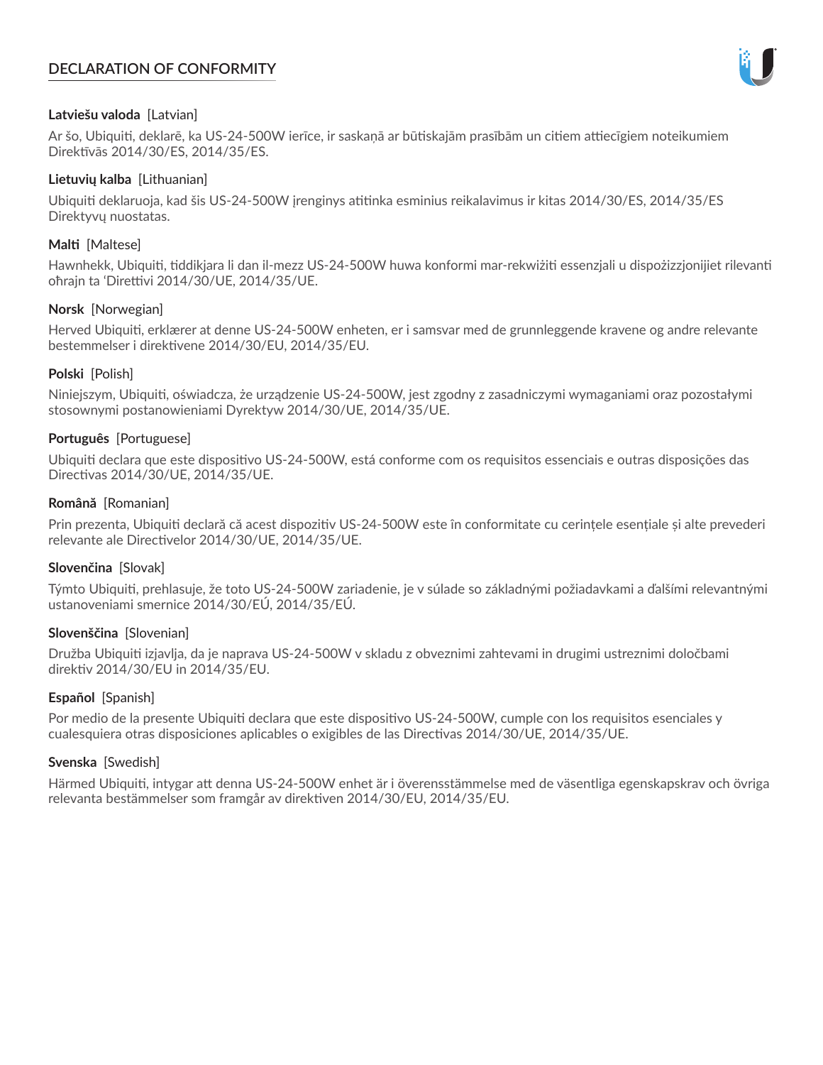## DECLARATION OF CONFORMITY

**Latviešu valoda** [Latvian]

Ar šo, Ubiquiti, deklarē, ka US-24-500W ierīce, ir saskaņā ar būtiskajām prasībām un citiem attiecīgiem noteikumiem Direktīvās 2014/30/ES, 2014/35/ES.

**Lietuvių kalba** [Lithuanian]

Ubiquiti deklaruoja, kad šis US-24-500W įrenginys atitinka esminius reikalavimus ir kitas 2014/30/ES, 2014/35/ES Direktyvų nuostatas.

**Malti** [Maltese]

Hawnhekk, Ubiquiti, tiddikjara li dan il-mezz US-24-500W huwa konformi mar-rekwiżiti essenzjali u dispożizzjonijiet rilevanti oħrajn ta 'Direttivi 2014/30/UE, 2014/35/UE.

**Norsk** [Norwegian]

Herved Ubiquiti, erklærer at denne US-24-500W enheten, er i samsvar med de grunnleggende kravene og andre relevante bestemmelser i direktivene 2014/30/EU, 2014/35/EU.

**Polski** [Polish]

Niniejszym, Ubiquiti, oświadcza, że urządzenie US-24-500W, jest zgodny z zasadniczymi wymaganiami oraz pozostałymi stosownymi postanowieniami Dyrektyw 2014/30/UE, 2014/35/UE.

**Português** [Portuguese]

Ubiquiti declara que este dispositivo US-24-500W, está conforme com os requisitos essenciais e outras disposições das Directivas 2014/30/UE, 2014/35/UE.

**Română** [Romanian]

Prin prezenta, Ubiquiti declară că acest dispozitiv US-24-500W este în conformitate cu cerințele esențiale și alte prevederi relevante ale Directivelor 2014/30/UE, 2014/35/UE.

**Slovenčina** [Slovak]

Týmto Ubiquiti, prehlasuje, že toto US-24-500W zariadenie, je v súlade so základnými požiadavkami a ďalšími relevantnými ustanoveniami smernice 2014/30/EÚ, 2014/35/EÚ.

**Slovenščina** [Slovenian]

Družba Ubiquiti izjavlja, da je naprava US-24-500W v skladu z obveznimi zahtevami in drugimi ustreznimi določbami direktiv 2014/30/EU in 2014/35/EU.

**Español** [Spanish]

Por medio de la presente Ubiquiti declara que este dispositivo US-24-500W, cumple con los requisitos esenciales y cualesquiera otras disposiciones aplicables o exigibles de las Directivas 2014/30/UE, 2014/35/UE.

**Svenska** [Swedish]

Härmed Ubiquiti, intygar att denna US-24-500W enhet är i överensstämmelse med de väsentliga egenskapskrav och övriga relevanta bestämmelser som framgår av direktiven 2014/30/EU, 2014/35/EU.